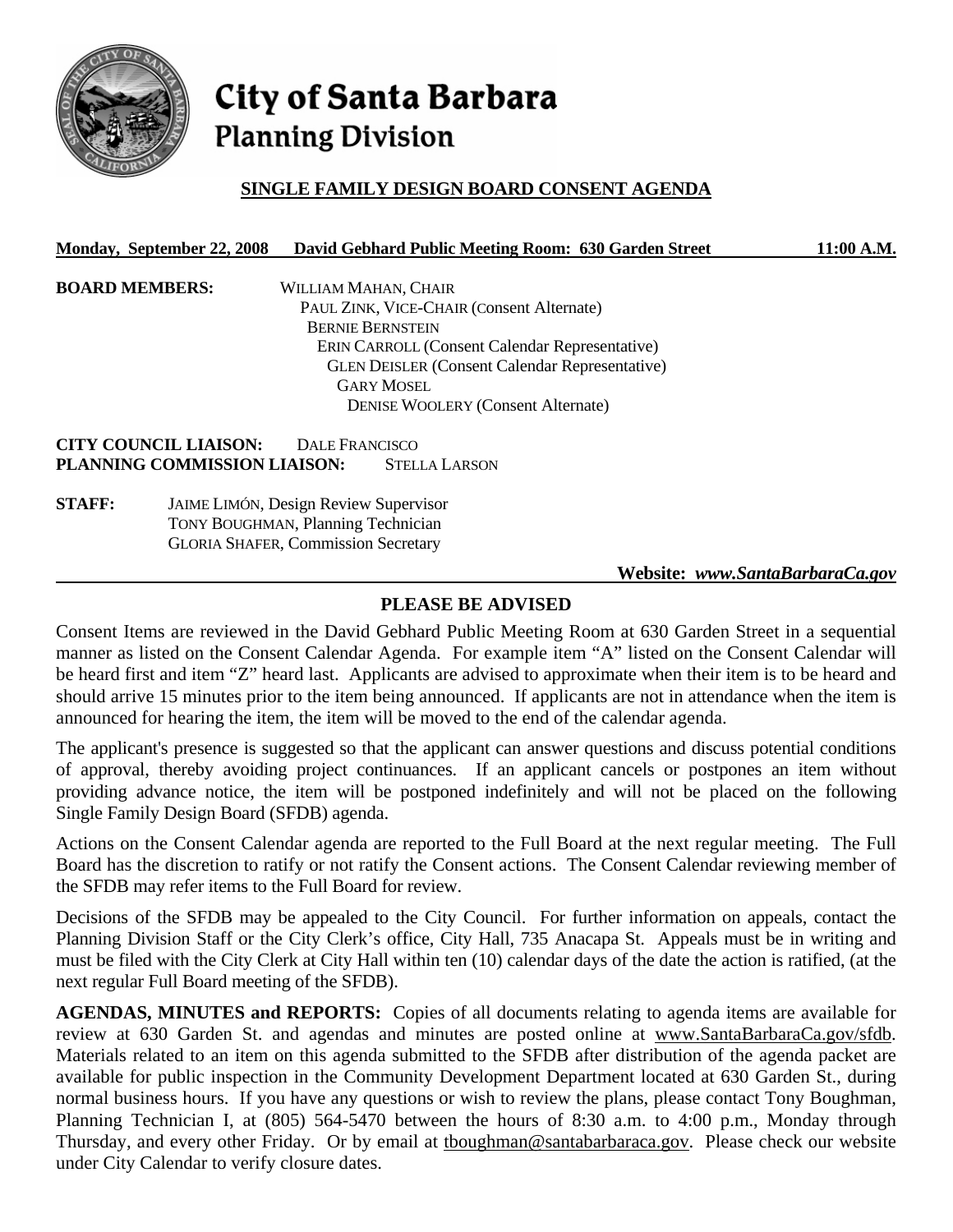# City of Santa Barbara
## Planning Division

### SINGLE FAMILY DESIGN BOARD CONSENT AGENDA

**Monday, September 22, 2008 David Gebhard Public Meeting Room: 630 Garden Street 11:00 A.M.**

**BOARD MEMBERS:**
WILLIAM MAHAN, CHAIR
PAUL ZINK, VICE-CHAIR (Consent Alternate)
BERNIE BERNSTEIN
ERIN CARROLL (Consent Calendar Representative)
GLEN DEISLER (Consent Calendar Representative)
GARY MOSEL
DENISE WOOLERY (Consent Alternate)

**CITY COUNCIL LIAISON:** DALE FRANCISCO
**PLANNING COMMISSION LIAISON:** STELLA LARSON

**STAFF:**
JAIME LIMÓN, Design Review Supervisor
TONY BOUGHMAN, Planning Technician
GLORIA SHAFER, Commission Secretary

**Website:** ***www.SantaBarbaraCa.gov***

### PLEASE BE ADVISED

Consent Items are reviewed in the David Gebhard Public Meeting Room at 630 Garden Street in a sequential manner as listed on the Consent Calendar Agenda. For example item "A" listed on the Consent Calendar will be heard first and item "Z" heard last. Applicants are advised to approximate when their item is to be heard and should arrive 15 minutes prior to the item being announced. If applicants are not in attendance when the item is announced for hearing the item, the item will be moved to the end of the calendar agenda.

The applicant's presence is suggested so that the applicant can answer questions and discuss potential conditions of approval, thereby avoiding project continuances. If an applicant cancels or postpones an item without providing advance notice, the item will be postponed indefinitely and will not be placed on the following Single Family Design Board (SFDB) agenda.

Actions on the Consent Calendar agenda are reported to the Full Board at the next regular meeting. The Full Board has the discretion to ratify or not ratify the Consent actions. The Consent Calendar reviewing member of the SFDB may refer items to the Full Board for review.

Decisions of the SFDB may be appealed to the City Council. For further information on appeals, contact the Planning Division Staff or the City Clerk's office, City Hall, 735 Anacapa St. Appeals must be in writing and must be filed with the City Clerk at City Hall within ten (10) calendar days of the date the action is ratified, (at the next regular Full Board meeting of the SFDB).

**AGENDAS, MINUTES and REPORTS:** Copies of all documents relating to agenda items are available for review at 630 Garden St. and agendas and minutes are posted online at www.SantaBarbaraCa.gov/sfdb. Materials related to an item on this agenda submitted to the SFDB after distribution of the agenda packet are available for public inspection in the Community Development Department located at 630 Garden St., during normal business hours. If you have any questions or wish to review the plans, please contact Tony Boughman, Planning Technician I, at (805) 564-5470 between the hours of 8:30 a.m. to 4:00 p.m., Monday through Thursday, and every other Friday. Or by email at tboughman@santabarbaraca.gov. Please check our website under City Calendar to verify closure dates.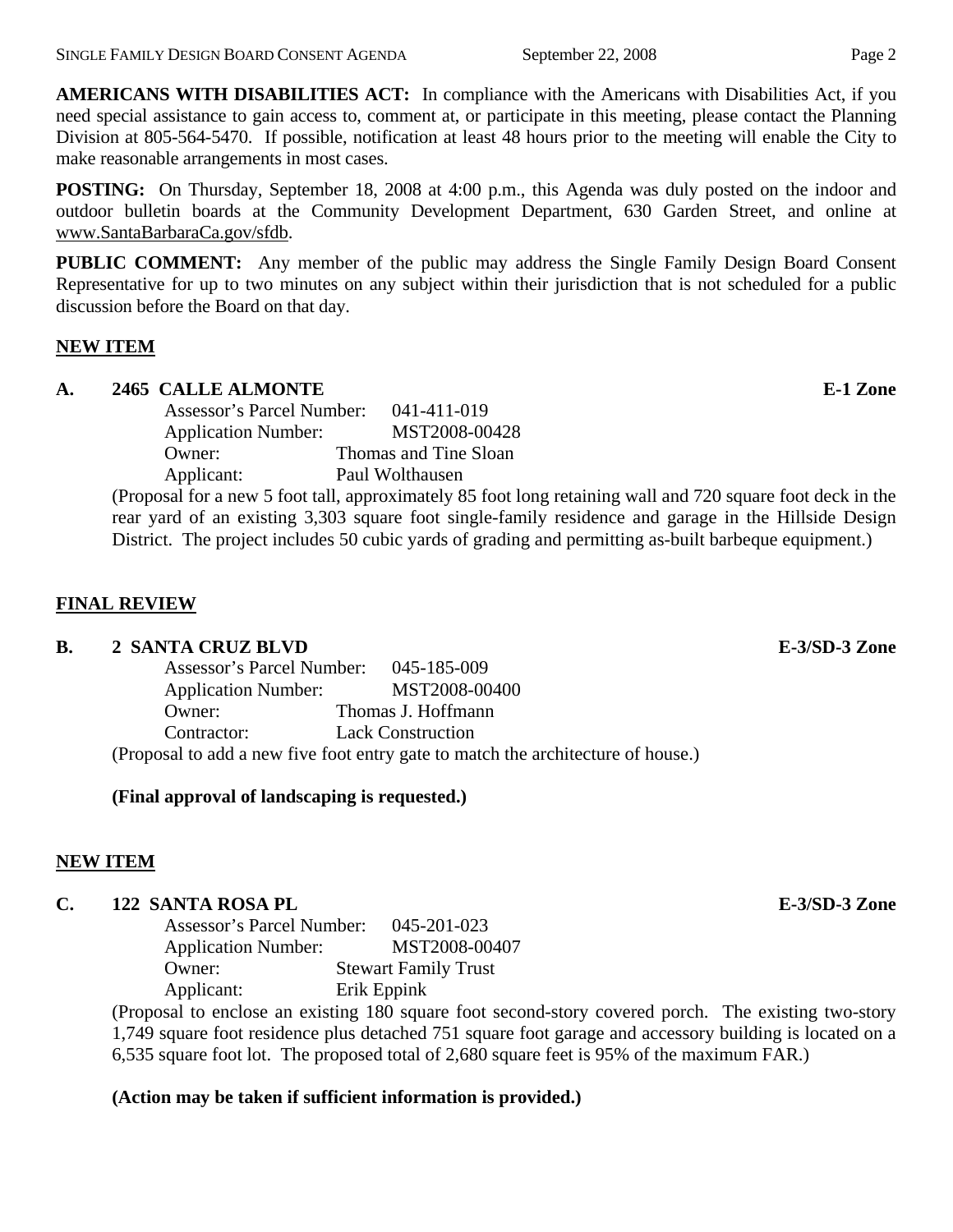**AMERICANS WITH DISABILITIES ACT:** In compliance with the Americans with Disabilities Act, if you need special assistance to gain access to, comment at, or participate in this meeting, please contact the Planning Division at 805-564-5470. If possible, notification at least 48 hours prior to the meeting will enable the City to make reasonable arrangements in most cases.

**POSTING:** On Thursday, September 18, 2008 at 4:00 p.m., this Agenda was duly posted on the indoor and outdoor bulletin boards at the Community Development Department, 630 Garden Street, and online at www.SantaBarbaraCa.gov/sfdb.

**PUBLIC COMMENT:** Any member of the public may address the Single Family Design Board Consent Representative for up to two minutes on any subject within their jurisdiction that is not scheduled for a public discussion before the Board on that day.

## NEW ITEM

**A. 2465 CALLE ALMONTE** **E-1 Zone**

Assessor's Parcel Number: 041-411-019
Application Number: MST2008-00428
Owner: Thomas and Tine Sloan
Applicant: Paul Wolthausen

(Proposal for a new 5 foot tall, approximately 85 foot long retaining wall and 720 square foot deck in the rear yard of an existing 3,303 square foot single-family residence and garage in the Hillside Design District. The project includes 50 cubic yards of grading and permitting as-built barbeque equipment.)

## FINAL REVIEW

**B. 2 SANTA CRUZ BLVD** **E-3/SD-3 Zone**

Assessor's Parcel Number: 045-185-009
Application Number: MST2008-00400
Owner: Thomas J. Hoffmann
Contractor: Lack Construction

(Proposal to add a new five foot entry gate to match the architecture of house.)

**(Final approval of landscaping is requested.)**

## NEW ITEM

**C. 122 SANTA ROSA PL** **E-3/SD-3 Zone**

Assessor's Parcel Number: 045-201-023
Application Number: MST2008-00407
Owner: Stewart Family Trust
Applicant: Erik Eppink

(Proposal to enclose an existing 180 square foot second-story covered porch. The existing two-story 1,749 square foot residence plus detached 751 square foot garage and accessory building is located on a 6,535 square foot lot. The proposed total of 2,680 square feet is 95% of the maximum FAR.)

**(Action may be taken if sufficient information is provided.)**